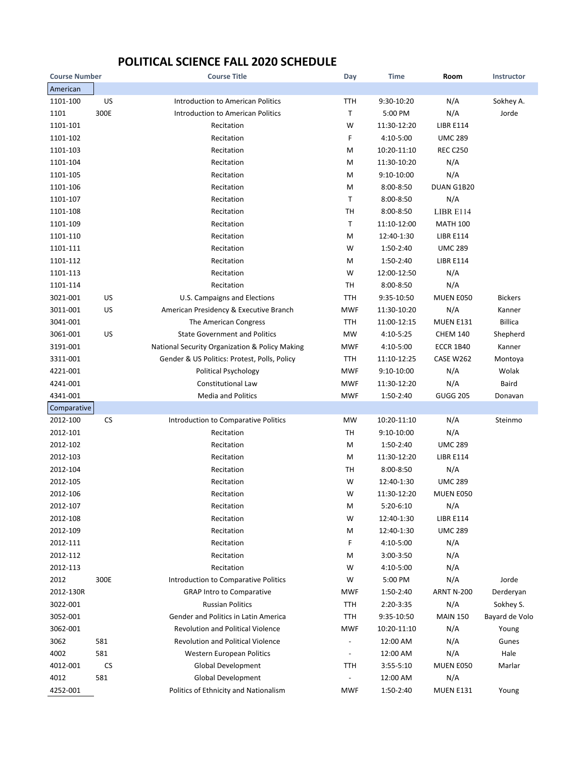# POLITICAL SCIENCE FALL 2020 SCHEDULE

| Course Number | | Course Title | Day | Time | Room | Instructor |
|---|---|---|---|---|---|---|
| American | | | | | | |
| 1101-100 | US | Introduction to American Politics | TTH | 9:30-10:20 | N/A | Sokhey A. |
| 1101 | 300E | Introduction to American Politics | T | 5:00 PM | N/A | Jorde |
| 1101-101 | | Recitation | W | 11:30-12:20 | LIBR E114 | |
| 1101-102 | | Recitation | F | 4:10-5:00 | UMC 289 | |
| 1101-103 | | Recitation | M | 10:20-11:10 | REC C250 | |
| 1101-104 | | Recitation | M | 11:30-10:20 | N/A | |
| 1101-105 | | Recitation | M | 9:10-10:00 | N/A | |
| 1101-106 | | Recitation | M | 8:00-8:50 | DUAN G1B20 | |
| 1101-107 | | Recitation | T | 8:00-8:50 | N/A | |
| 1101-108 | | Recitation | TH | 8:00-8:50 | LIBR E114 | |
| 1101-109 | | Recitation | T | 11:10-12:00 | MATH 100 | |
| 1101-110 | | Recitation | M | 12:40-1:30 | LIBR E114 | |
| 1101-111 | | Recitation | W | 1:50-2:40 | UMC 289 | |
| 1101-112 | | Recitation | M | 1:50-2:40 | LIBR E114 | |
| 1101-113 | | Recitation | W | 12:00-12:50 | N/A | |
| 1101-114 | | Recitation | TH | 8:00-8:50 | N/A | |
| 3021-001 | US | U.S. Campaigns and Elections | TTH | 9:35-10:50 | MUEN E050 | Bickers |
| 3011-001 | US | American Presidency & Executive Branch | MWF | 11:30-10:20 | N/A | Kanner |
| 3041-001 | | The American Congress | TTH | 11:00-12:15 | MUEN E131 | Billica |
| 3061-001 | US | State Government and Politics | MW | 4:10-5:25 | CHEM 140 | Shepherd |
| 3191-001 | | National Security Organization & Policy Making | MWF | 4:10-5:00 | ECCR 1B40 | Kanner |
| 3311-001 | | Gender & US Politics: Protest, Polls, Policy | TTH | 11:10-12:25 | CASE W262 | Montoya |
| 4221-001 | | Political Psychology | MWF | 9:10-10:00 | N/A | Wolak |
| 4241-001 | | Constitutional Law | MWF | 11:30-12:20 | N/A | Baird |
| 4341-001 | | Media and Politics | MWF | 1:50-2:40 | GUGG 205 | Donavan |
| Comparative | | | | | | |
| 2012-100 | CS | Introduction to Comparative Politics | MW | 10:20-11:10 | N/A | Steinmo |
| 2012-101 | | Recitation | TH | 9:10-10:00 | N/A | |
| 2012-102 | | Recitation | M | 1:50-2:40 | UMC 289 | |
| 2012-103 | | Recitation | M | 11:30-12:20 | LIBR E114 | |
| 2012-104 | | Recitation | TH | 8:00-8:50 | N/A | |
| 2012-105 | | Recitation | W | 12:40-1:30 | UMC 289 | |
| 2012-106 | | Recitation | W | 11:30-12:20 | MUEN E050 | |
| 2012-107 | | Recitation | M | 5:20-6:10 | N/A | |
| 2012-108 | | Recitation | W | 12:40-1:30 | LIBR E114 | |
| 2012-109 | | Recitation | M | 12:40-1:30 | UMC 289 | |
| 2012-111 | | Recitation | F | 4:10-5:00 | N/A | |
| 2012-112 | | Recitation | M | 3:00-3:50 | N/A | |
| 2012-113 | | Recitation | W | 4:10-5:00 | N/A | |
| 2012 | 300E | Introduction to Comparative Politics | W | 5:00 PM | N/A | Jorde |
| 2012-130R | | GRAP Intro to Comparative | MWF | 1:50-2:40 | ARNT N-200 | Derderyan |
| 3022-001 | | Russian Politics | TTH | 2:20-3:35 | N/A | Sokhey S. |
| 3052-001 | | Gender and Politics in Latin America | TTH | 9:35-10:50 | MAIN 150 | Bayard de Volo |
| 3062-001 | | Revolution and Political Violence | MWF | 10:20-11:10 | N/A | Young |
| 3062 | 581 | Revolution and Political Violence | - | 12:00 AM | N/A | Gunes |
| 4002 | 581 | Western European Politics | - | 12:00 AM | N/A | Hale |
| 4012-001 | CS | Global Development | TTH | 3:55-5:10 | MUEN E050 | Marlar |
| 4012 | 581 | Global Development | - | 12:00 AM | N/A | |
| 4252-001 | | Politics of Ethnicity and Nationalism | MWF | 1:50-2:40 | MUEN E131 | Young |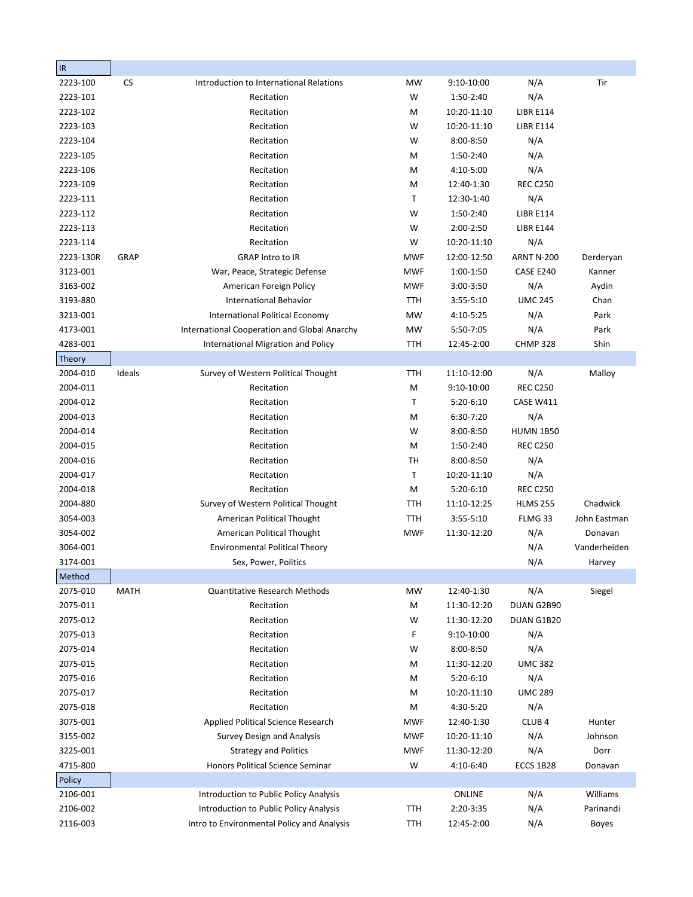| IR | | | | | | |
|---|---|---|---|---|---|---|
| 2223-100 | CS | Introduction to International Relations | MW | 9:10-10:00 | N/A | Tir |
| 2223-101 | | Recitation | W | 1:50-2:40 | N/A | |
| 2223-102 | | Recitation | M | 10:20-11:10 | LIBR E114 | |
| 2223-103 | | Recitation | W | 10:20-11:10 | LIBR E114 | |
| 2223-104 | | Recitation | W | 8:00-8:50 | N/A | |
| 2223-105 | | Recitation | M | 1:50-2:40 | N/A | |
| 2223-106 | | Recitation | M | 4:10-5:00 | N/A | |
| 2223-109 | | Recitation | M | 12:40-1:30 | REC C250 | |
| 2223-111 | | Recitation | T | 12:30-1:40 | N/A | |
| 2223-112 | | Recitation | W | 1:50-2:40 | LIBR E114 | |
| 2223-113 | | Recitation | W | 2:00-2:50 | LIBR E144 | |
| 2223-114 | | Recitation | W | 10:20-11:10 | N/A | |
| 2223-130R | GRAP | GRAP Intro to IR | MWF | 12:00-12:50 | ARNT N-200 | Derderyan |
| 3123-001 | | War, Peace, Strategic Defense | MWF | 1:00-1:50 | CASE E240 | Kanner |
| 3163-002 | | American Foreign Policy | MWF | 3:00-3:50 | N/A | Aydin |
| 3193-880 | | International Behavior | TTH | 3:55-5:10 | UMC 245 | Chan |
| 3213-001 | | International Political Economy | MW | 4:10-5:25 | N/A | Park |
| 4173-001 | | International Cooperation and Global Anarchy | MW | 5:50-7:05 | N/A | Park |
| 4283-001 | | International Migration and Policy | TTH | 12:45-2:00 | CHMP 328 | Shin |
| Theory | | | | | | |
| 2004-010 | Ideals | Survey of Western Political Thought | TTH | 11:10-12:00 | N/A | Malloy |
| 2004-011 | | Recitation | M | 9:10-10:00 | REC C250 | |
| 2004-012 | | Recitation | T | 5:20-6:10 | CASE W411 | |
| 2004-013 | | Recitation | M | 6:30-7:20 | N/A | |
| 2004-014 | | Recitation | W | 8:00-8:50 | HUMN 1B50 | |
| 2004-015 | | Recitation | M | 1:50-2:40 | REC C250 | |
| 2004-016 | | Recitation | TH | 8:00-8:50 | N/A | |
| 2004-017 | | Recitation | T | 10:20-11:10 | N/A | |
| 2004-018 | | Recitation | M | 5:20-6:10 | REC C250 | |
| 2004-880 | | Survey of Western Political Thought | TTH | 11:10-12:25 | HLMS 255 | Chadwick |
| 3054-003 | | American Political Thought | TTH | 3:55-5:10 | FLMG 33 | John Eastman |
| 3054-002 | | American Political Thought | MWF | 11:30-12:20 | N/A | Donavan |
| 3064-001 | | Environmental Political Theory | | | N/A | Vanderheiden |
| 3174-001 | | Sex, Power, Politics | | | N/A | Harvey |
| Method | | | | | | |
| 2075-010 | MATH | Quantitative Research Methods | MW | 12:40-1:30 | N/A | Siegel |
| 2075-011 | | Recitation | M | 11:30-12:20 | DUAN G2B90 | |
| 2075-012 | | Recitation | W | 11:30-12:20 | DUAN G1B20 | |
| 2075-013 | | Recitation | F | 9:10-10:00 | N/A | |
| 2075-014 | | Recitation | W | 8:00-8:50 | N/A | |
| 2075-015 | | Recitation | M | 11:30-12:20 | UMC 382 | |
| 2075-016 | | Recitation | M | 5:20-6:10 | N/A | |
| 2075-017 | | Recitation | M | 10:20-11:10 | UMC 289 | |
| 2075-018 | | Recitation | M | 4:30-5:20 | N/A | |
| 3075-001 | | Applied Political Science Research | MWF | 12:40-1:30 | CLUB 4 | Hunter |
| 3155-002 | | Survey Design and Analysis | MWF | 10:20-11:10 | N/A | Johnson |
| 3225-001 | | Strategy and Politics | MWF | 11:30-12:20 | N/A | Dorr |
| 4715-800 | | Honors Political Science Seminar | W | 4:10-6:40 | ECCS 1B28 | Donavan |
| Policy | | | | | | |
| 2106-001 | | Introduction to Public Policy Analysis | | ONLINE | N/A | Williams |
| 2106-002 | | Introduction to Public Policy Analysis | TTH | 2:20-3:35 | N/A | Parinandi |
| 2116-003 | | Intro to Environmental Policy and Analysis | TTH | 12:45-2:00 | N/A | Boyes |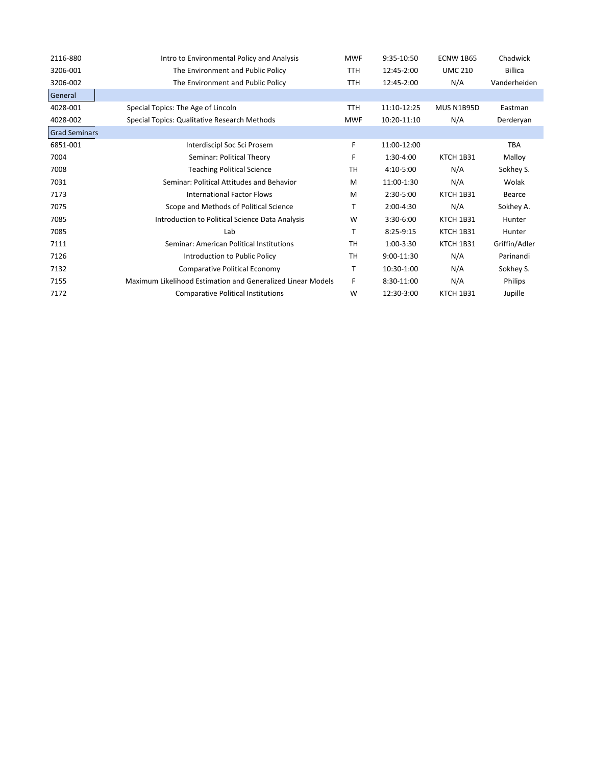| | | | | | |
|---|---|---|---|---|---|
| 2116-880 | Intro to Environmental Policy and Analysis | MWF | 9:35-10:50 | ECNW 1B65 | Chadwick |
| 3206-001 | The Environment and Public Policy | TTH | 12:45-2:00 | UMC 210 | Billica |
| 3206-002 | The Environment and Public Policy | TTH | 12:45-2:00 | N/A | Vanderheiden |
| General | | | | | |
| 4028-001 | Special Topics: The Age of Lincoln | TTH | 11:10-12:25 | MUS N1B95D | Eastman |
| 4028-002 | Special Topics: Qualitative Research Methods | MWF | 10:20-11:10 | N/A | Derderyan |
| Grad Seminars | | | | | |
| 6851-001 | Interdiscipl Soc Sci Prosem | F | 11:00-12:00 | | TBA |
| 7004 | Seminar: Political Theory | F | 1:30-4:00 | KTCH 1B31 | Malloy |
| 7008 | Teaching Political Science | TH | 4:10-5:00 | N/A | Sokhey S. |
| 7031 | Seminar: Political Attitudes and Behavior | M | 11:00-1:30 | N/A | Wolak |
| 7173 | International Factor Flows | M | 2:30-5:00 | KTCH 1B31 | Bearce |
| 7075 | Scope and Methods of Political Science | T | 2:00-4:30 | N/A | Sokhey A. |
| 7085 | Introduction to Political Science Data Analysis | W | 3:30-6:00 | KTCH 1B31 | Hunter |
| 7085 | Lab | T | 8:25-9:15 | KTCH 1B31 | Hunter |
| 7111 | Seminar: American Political Institutions | TH | 1:00-3:30 | KTCH 1B31 | Griffin/Adler |
| 7126 | Introduction to Public Policy | TH | 9:00-11:30 | N/A | Parinandi |
| 7132 | Comparative Political Economy | T | 10:30-1:00 | N/A | Sokhey S. |
| 7155 | Maximum Likelihood Estimation and Generalized Linear Models | F | 8:30-11:00 | N/A | Philips |
| 7172 | Comparative Political Institutions | W | 12:30-3:00 | KTCH 1B31 | Jupille |